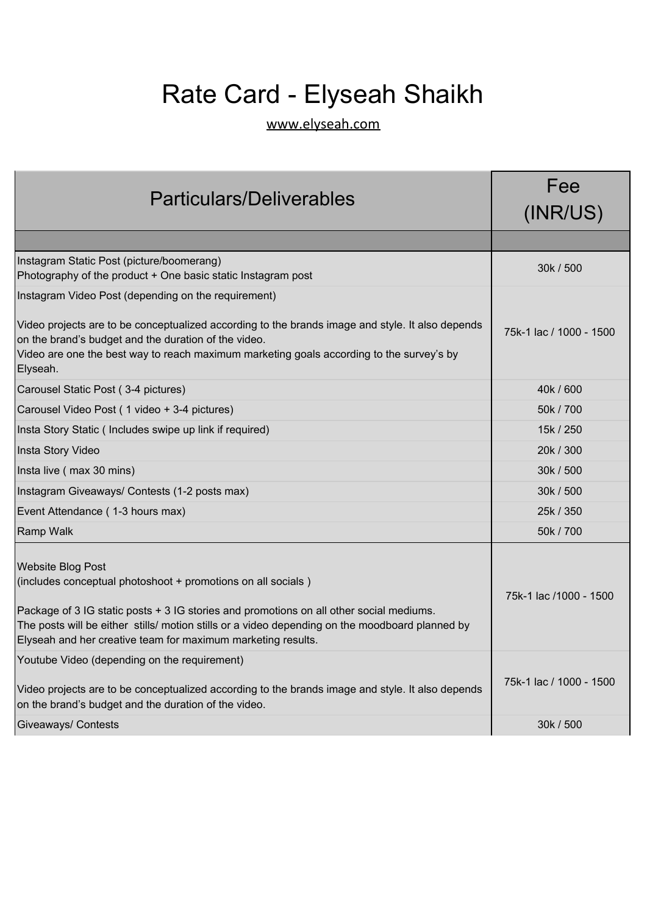# Rate Card - Elyseah Shaikh

www.elyseah.com

| Particulars/Deliverables | Fee (INR/US) |
|---|---|
| | |
| Instagram Static Post (picture/boomerang)<br>Photography of the product + One basic static Instagram post | 30k / 500 |
| Instagram Video Post (depending on the requirement)<br><br>Video projects are to be conceptualized according to the brands image and style. It also depends on the brand's budget and the duration of the video.<br>Video are one the best way to reach maximum marketing goals according to the survey's by Elyseah. | 75k-1 lac / 1000 - 1500 |
| Carousel Static Post ( 3-4 pictures) | 40k / 600 |
| Carousel Video Post ( 1 video + 3-4 pictures) | 50k / 700 |
| Insta Story Static ( Includes swipe up link if required) | 15k / 250 |
| Insta Story Video | 20k / 300 |
| Insta live ( max 30 mins) | 30k / 500 |
| Instagram Giveaways/ Contests (1-2 posts max) | 30k / 500 |
| Event Attendance ( 1-3 hours max) | 25k / 350 |
| Ramp Walk | 50k / 700 |
| Website Blog Post<br>(includes conceptual photoshoot + promotions on all socials )<br><br>Package of 3 IG static posts + 3 IG stories and promotions on all other social mediums.<br>The posts will be either stills/ motion stills or a video depending on the moodboard planned by Elyseah and her creative team for maximum marketing results. | 75k-1 lac /1000 - 1500 |
| Youtube Video (depending on the requirement)<br><br>Video projects are to be conceptualized according to the brands image and style. It also depends on the brand's budget and the duration of the video. | 75k-1 lac / 1000 - 1500 |
| Giveaways/ Contests | 30k / 500 |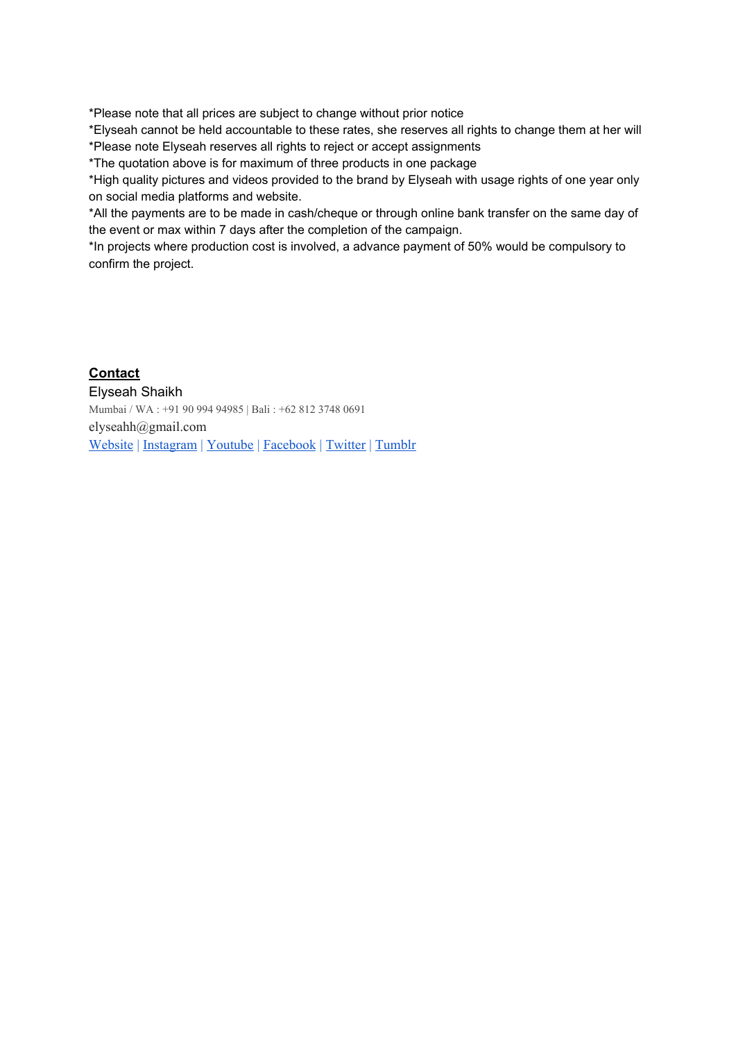*Please note that all prices are subject to change without prior notice
*Elyseah cannot be held accountable to these rates, she reserves all rights to change them at her will
*Please note Elyseah reserves all rights to reject or accept assignments
*The quotation above is for maximum of three products in one package
*High quality pictures and videos provided to the brand by Elyseah with usage rights of one year only on social media platforms and website.
*All the payments are to be made in cash/cheque or through online bank transfer on the same day of the event or max within 7 days after the completion of the campaign.
*In projects where production cost is involved, a advance payment of 50% would be compulsory to confirm the project.

**Contact**

Elyseah Shaikh
Mumbai / WA : +91 90 994 94985 | Bali : +62 812 3748 0691
elyseahh@gmail.com
Website | Instagram | Youtube | Facebook | Twitter | Tumblr